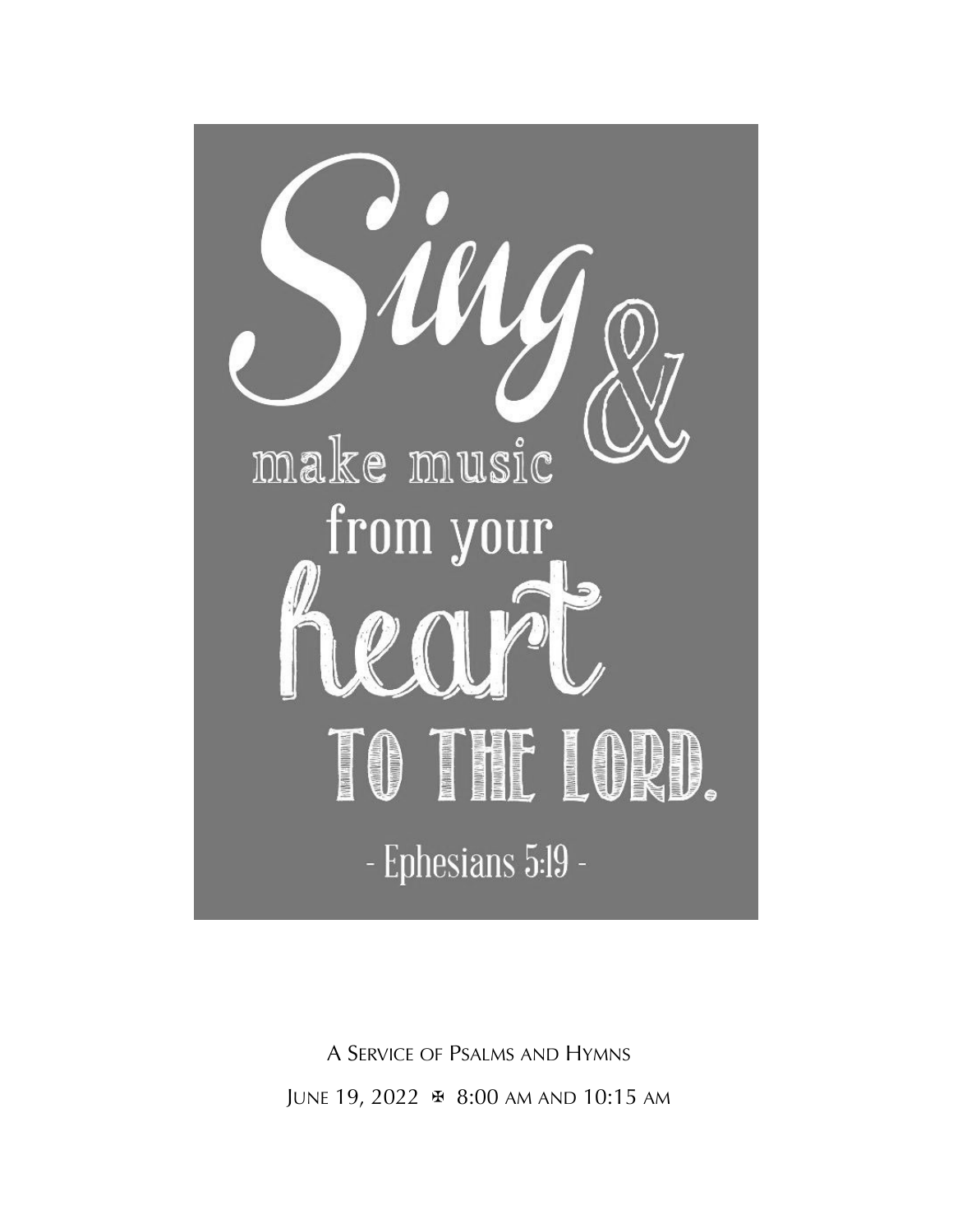# Sing & make music from your heart to the Lord.

- Ephesians 5:19 -

A Service of Psalms and Hymns

June 19, 2022 ✠ 8:00 am and 10:15 am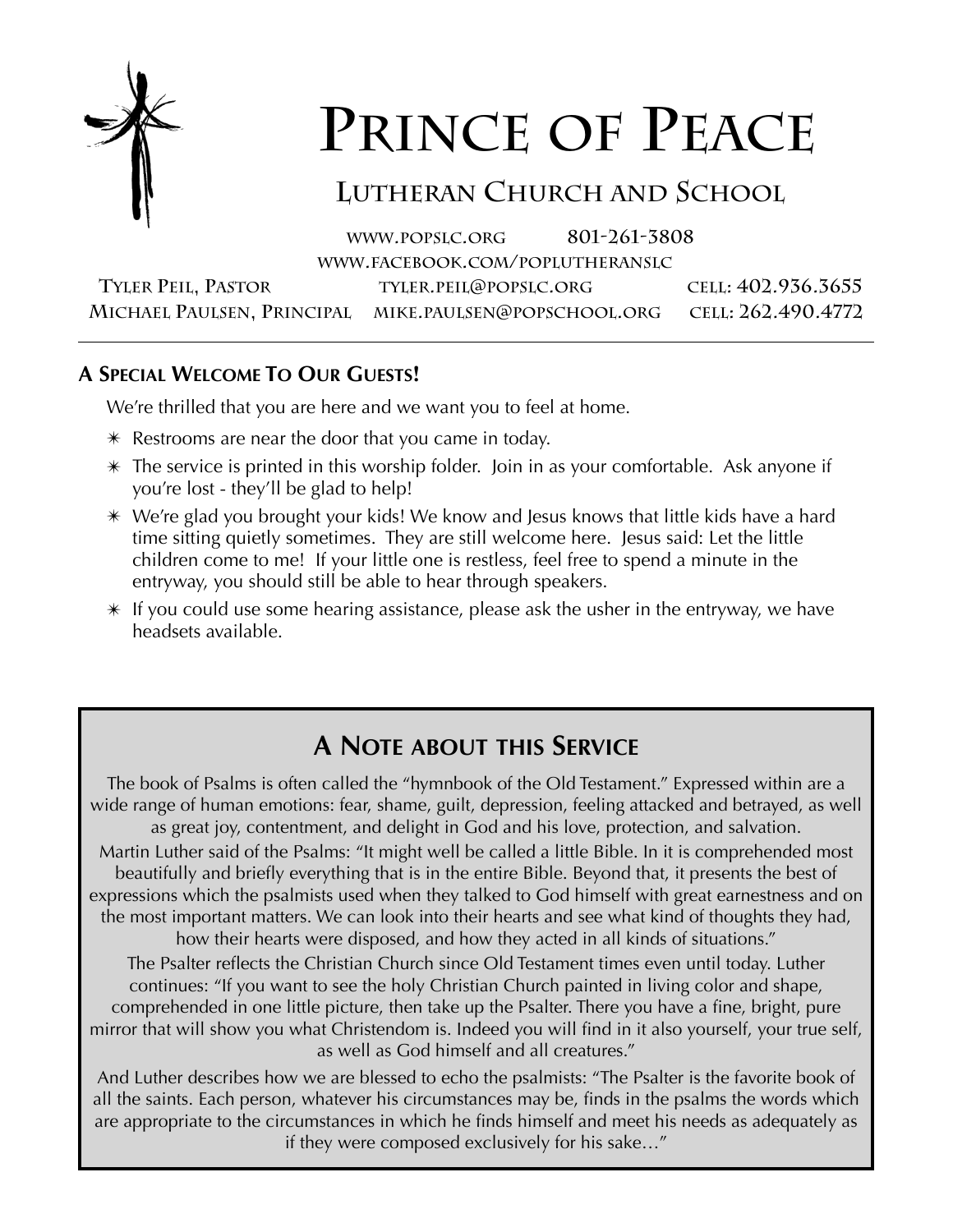# Prince of Peace

## Lutheran Church and School

www.popslc.org 801-261-3808

www.facebook.com/poplutheranslc

Tyler Peil, Pastor tyler.peil@popslc.org cell: 402.936.3655

Michael Paulsen, Principal mike.paulsen@popschool.org cell: 262.490.4772

---

**A Special Welcome To Our Guests!**

We're thrilled that you are here and we want you to feel at home.

- Restrooms are near the door that you came in today.
- The service is printed in this worship folder. Join in as your comfortable. Ask anyone if you're lost - they'll be glad to help!
- We're glad you brought your kids! We know and Jesus knows that little kids have a hard time sitting quietly sometimes. They are still welcome here. Jesus said: Let the little children come to me! If your little one is restless, feel free to spend a minute in the entryway, you should still be able to hear through speakers.
- If you could use some hearing assistance, please ask the usher in the entryway, we have headsets available.

## A Note about this Service

The book of Psalms is often called the "hymnbook of the Old Testament." Expressed within are a wide range of human emotions: fear, shame, guilt, depression, feeling attacked and betrayed, as well as great joy, contentment, and delight in God and his love, protection, and salvation.

Martin Luther said of the Psalms: "It might well be called a little Bible. In it is comprehended most beautifully and briefly everything that is in the entire Bible. Beyond that, it presents the best of expressions which the psalmists used when they talked to God himself with great earnestness and on the most important matters. We can look into their hearts and see what kind of thoughts they had, how their hearts were disposed, and how they acted in all kinds of situations."

The Psalter reflects the Christian Church since Old Testament times even until today. Luther continues: "If you want to see the holy Christian Church painted in living color and shape, comprehended in one little picture, then take up the Psalter. There you have a fine, bright, pure mirror that will show you what Christendom is. Indeed you will find in it also yourself, your true self, as well as God himself and all creatures."

And Luther describes how we are blessed to echo the psalmists: "The Psalter is the favorite book of all the saints. Each person, whatever his circumstances may be, finds in the psalms the words which are appropriate to the circumstances in which he finds himself and meet his needs as adequately as if they were composed exclusively for his sake…"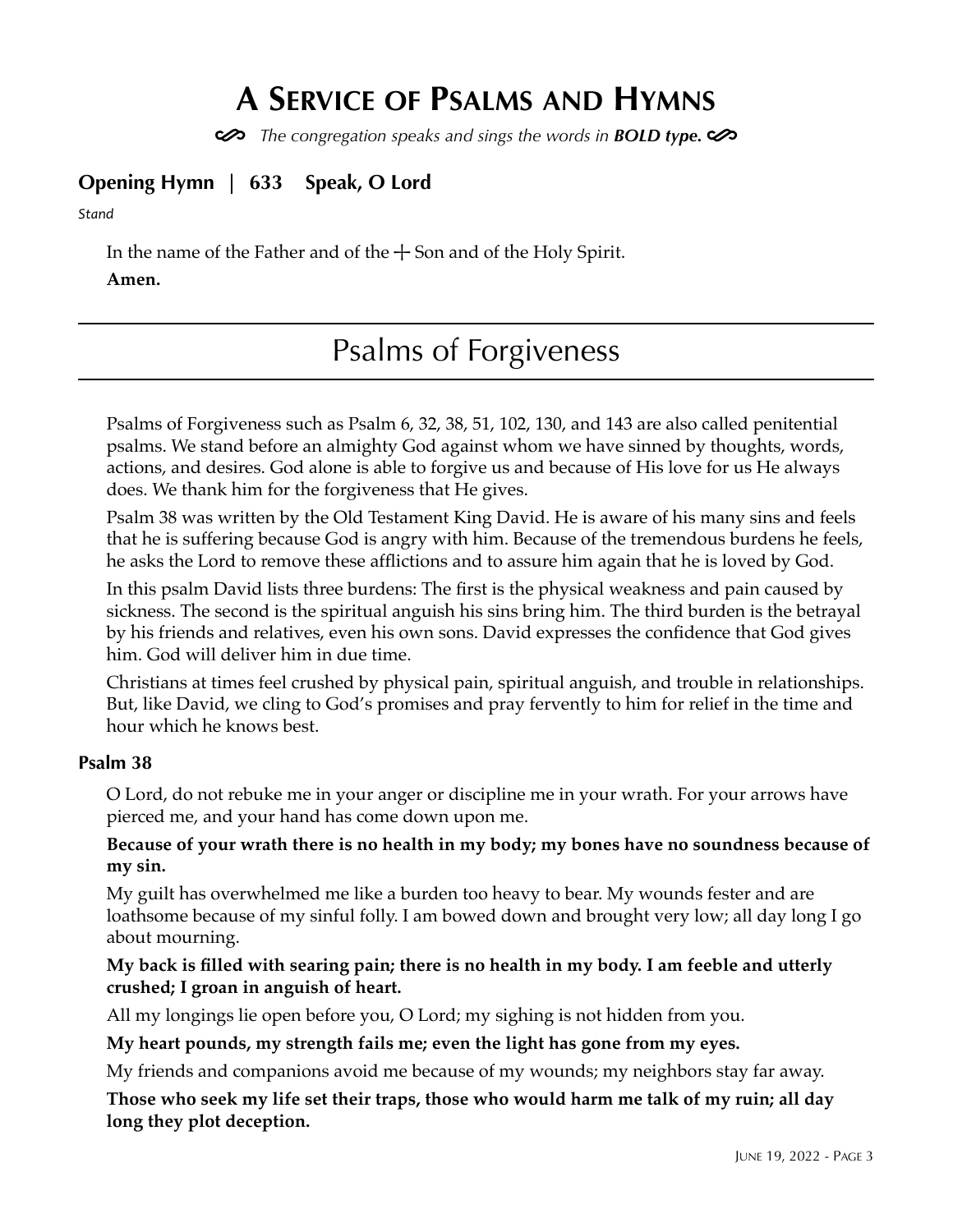# A Service of Psalms and Hymns

*The congregation speaks and sings the words in **BOLD type.***

### Opening Hymn | 633 Speak, O Lord

*Stand*

In the name of the Father and of the ┼ Son and of the Holy Spirit.

**Amen.**

## Psalms of Forgiveness

Psalms of Forgiveness such as Psalm 6, 32, 38, 51, 102, 130, and 143 are also called penitential psalms. We stand before an almighty God against whom we have sinned by thoughts, words, actions, and desires. God alone is able to forgive us and because of His love for us He always does. We thank him for the forgiveness that He gives.

Psalm 38 was written by the Old Testament King David. He is aware of his many sins and feels that he is suffering because God is angry with him. Because of the tremendous burdens he feels, he asks the Lord to remove these afflictions and to assure him again that he is loved by God.

In this psalm David lists three burdens: The first is the physical weakness and pain caused by sickness. The second is the spiritual anguish his sins bring him. The third burden is the betrayal by his friends and relatives, even his own sons. David expresses the confidence that God gives him. God will deliver him in due time.

Christians at times feel crushed by physical pain, spiritual anguish, and trouble in relationships. But, like David, we cling to God's promises and pray fervently to him for relief in the time and hour which he knows best.

### Psalm 38

O Lord, do not rebuke me in your anger or discipline me in your wrath. For your arrows have pierced me, and your hand has come down upon me.

**Because of your wrath there is no health in my body; my bones have no soundness because of my sin.**

My guilt has overwhelmed me like a burden too heavy to bear. My wounds fester and are loathsome because of my sinful folly. I am bowed down and brought very low; all day long I go about mourning.

**My back is filled with searing pain; there is no health in my body. I am feeble and utterly crushed; I groan in anguish of heart.**

All my longings lie open before you, O Lord; my sighing is not hidden from you.

**My heart pounds, my strength fails me; even the light has gone from my eyes.**

My friends and companions avoid me because of my wounds; my neighbors stay far away.

**Those who seek my life set their traps, those who would harm me talk of my ruin; all day long they plot deception.**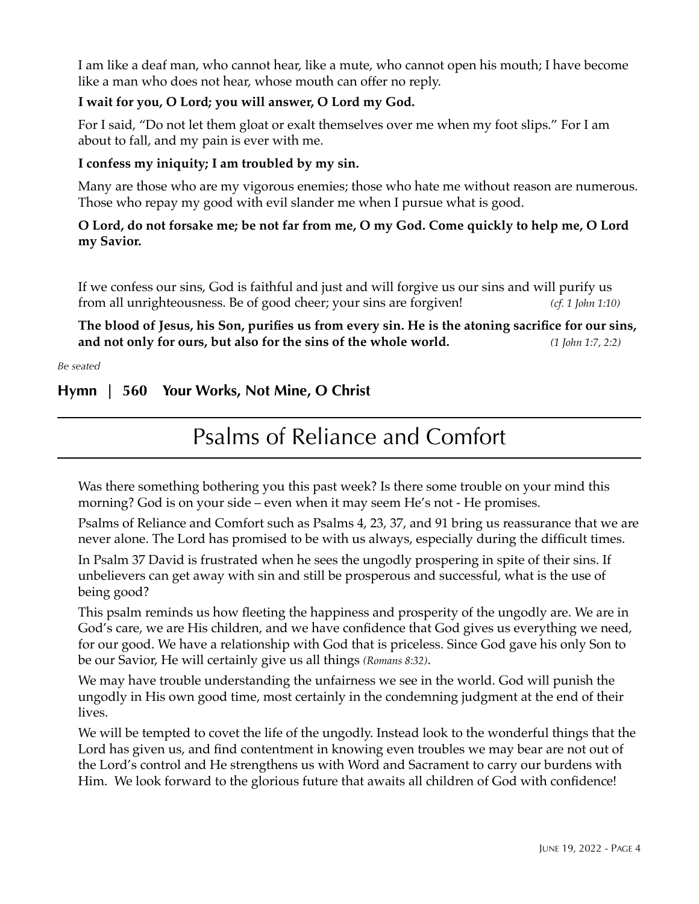I am like a deaf man, who cannot hear, like a mute, who cannot open his mouth; I have become like a man who does not hear, whose mouth can offer no reply.

**I wait for you, O Lord; you will answer, O Lord my God.**

For I said, "Do not let them gloat or exalt themselves over me when my foot slips." For I am about to fall, and my pain is ever with me.

**I confess my iniquity; I am troubled by my sin.**

Many are those who are my vigorous enemies; those who hate me without reason are numerous. Those who repay my good with evil slander me when I pursue what is good.

**O Lord, do not forsake me; be not far from me, O my God. Come quickly to help me, O Lord my Savior.**

If we confess our sins, God is faithful and just and will forgive us our sins and will purify us from all unrighteousness. Be of good cheer; your sins are forgiven! *(cf. 1 John 1:10)*

**The blood of Jesus, his Son, purifies us from every sin. He is the atoning sacrifice for our sins, and not only for ours, but also for the sins of the whole world.** *(1 John 1:7, 2:2)*

*Be seated*

**Hymn | 560 Your Works, Not Mine, O Christ**

# Psalms of Reliance and Comfort

Was there something bothering you this past week? Is there some trouble on your mind this morning? God is on your side – even when it may seem He's not - He promises.

Psalms of Reliance and Comfort such as Psalms 4, 23, 37, and 91 bring us reassurance that we are never alone. The Lord has promised to be with us always, especially during the difficult times.

In Psalm 37 David is frustrated when he sees the ungodly prospering in spite of their sins. If unbelievers can get away with sin and still be prosperous and successful, what is the use of being good?

This psalm reminds us how fleeting the happiness and prosperity of the ungodly are. We are in God's care, we are His children, and we have confidence that God gives us everything we need, for our good. We have a relationship with God that is priceless. Since God gave his only Son to be our Savior, He will certainly give us all things *(Romans 8:32)*.

We may have trouble understanding the unfairness we see in the world. God will punish the ungodly in His own good time, most certainly in the condemning judgment at the end of their lives.

We will be tempted to covet the life of the ungodly. Instead look to the wonderful things that the Lord has given us, and find contentment in knowing even troubles we may bear are not out of the Lord's control and He strengthens us with Word and Sacrament to carry our burdens with Him. We look forward to the glorious future that awaits all children of God with confidence!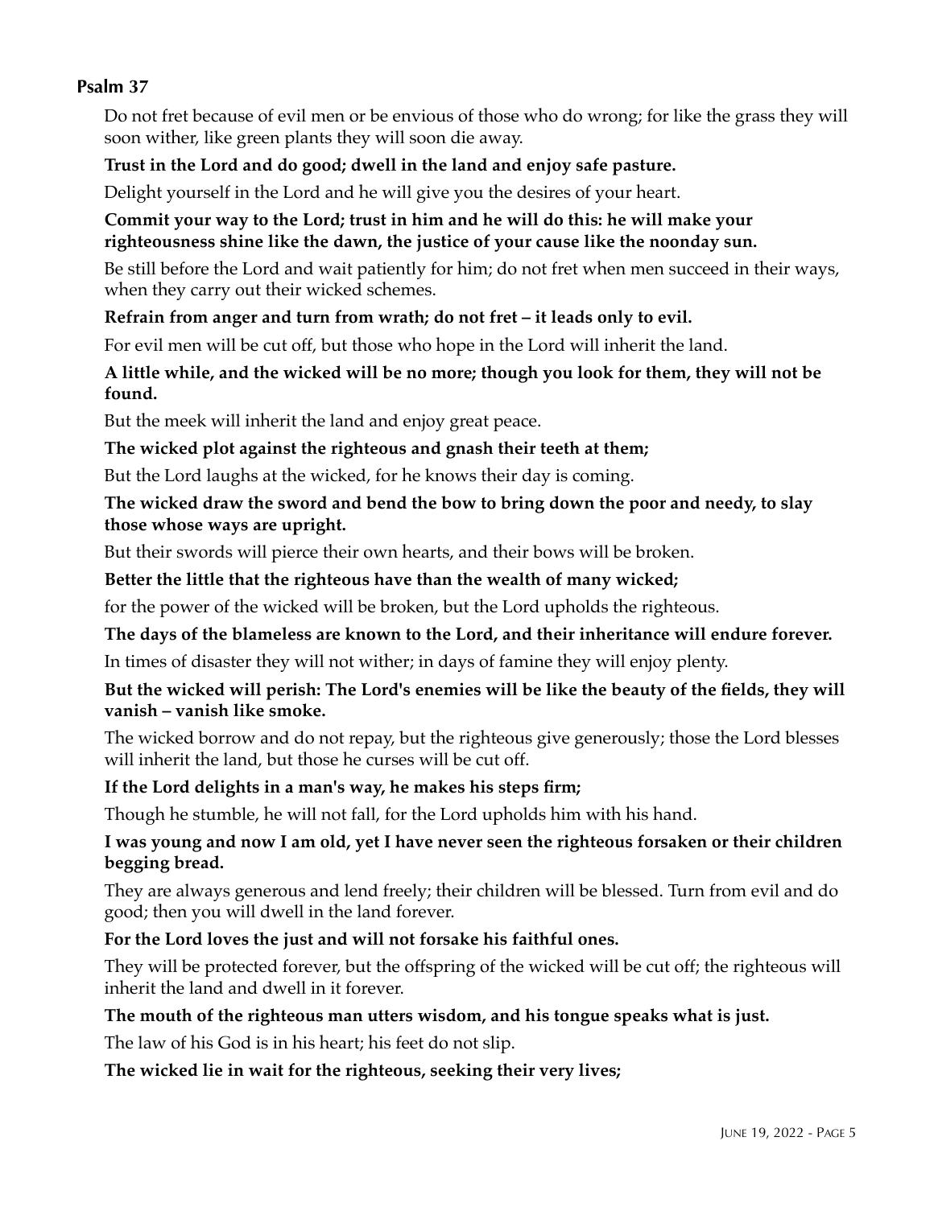## Psalm 37

Do not fret because of evil men or be envious of those who do wrong; for like the grass they will soon wither, like green plants they will soon die away.

**Trust in the Lord and do good; dwell in the land and enjoy safe pasture.**

Delight yourself in the Lord and he will give you the desires of your heart.

**Commit your way to the Lord; trust in him and he will do this: he will make your righteousness shine like the dawn, the justice of your cause like the noonday sun.**

Be still before the Lord and wait patiently for him; do not fret when men succeed in their ways, when they carry out their wicked schemes.

**Refrain from anger and turn from wrath; do not fret – it leads only to evil.**

For evil men will be cut off, but those who hope in the Lord will inherit the land.

**A little while, and the wicked will be no more; though you look for them, they will not be found.**

But the meek will inherit the land and enjoy great peace.

**The wicked plot against the righteous and gnash their teeth at them;**

But the Lord laughs at the wicked, for he knows their day is coming.

**The wicked draw the sword and bend the bow to bring down the poor and needy, to slay those whose ways are upright.**

But their swords will pierce their own hearts, and their bows will be broken.

**Better the little that the righteous have than the wealth of many wicked;**

for the power of the wicked will be broken, but the Lord upholds the righteous.

**The days of the blameless are known to the Lord, and their inheritance will endure forever.**

In times of disaster they will not wither; in days of famine they will enjoy plenty.

**But the wicked will perish: The Lord's enemies will be like the beauty of the fields, they will vanish – vanish like smoke.**

The wicked borrow and do not repay, but the righteous give generously; those the Lord blesses will inherit the land, but those he curses will be cut off.

**If the Lord delights in a man's way, he makes his steps firm;**

Though he stumble, he will not fall, for the Lord upholds him with his hand.

**I was young and now I am old, yet I have never seen the righteous forsaken or their children begging bread.**

They are always generous and lend freely; their children will be blessed. Turn from evil and do good; then you will dwell in the land forever.

**For the Lord loves the just and will not forsake his faithful ones.**

They will be protected forever, but the offspring of the wicked will be cut off; the righteous will inherit the land and dwell in it forever.

**The mouth of the righteous man utters wisdom, and his tongue speaks what is just.**

The law of his God is in his heart; his feet do not slip.

**The wicked lie in wait for the righteous, seeking their very lives;**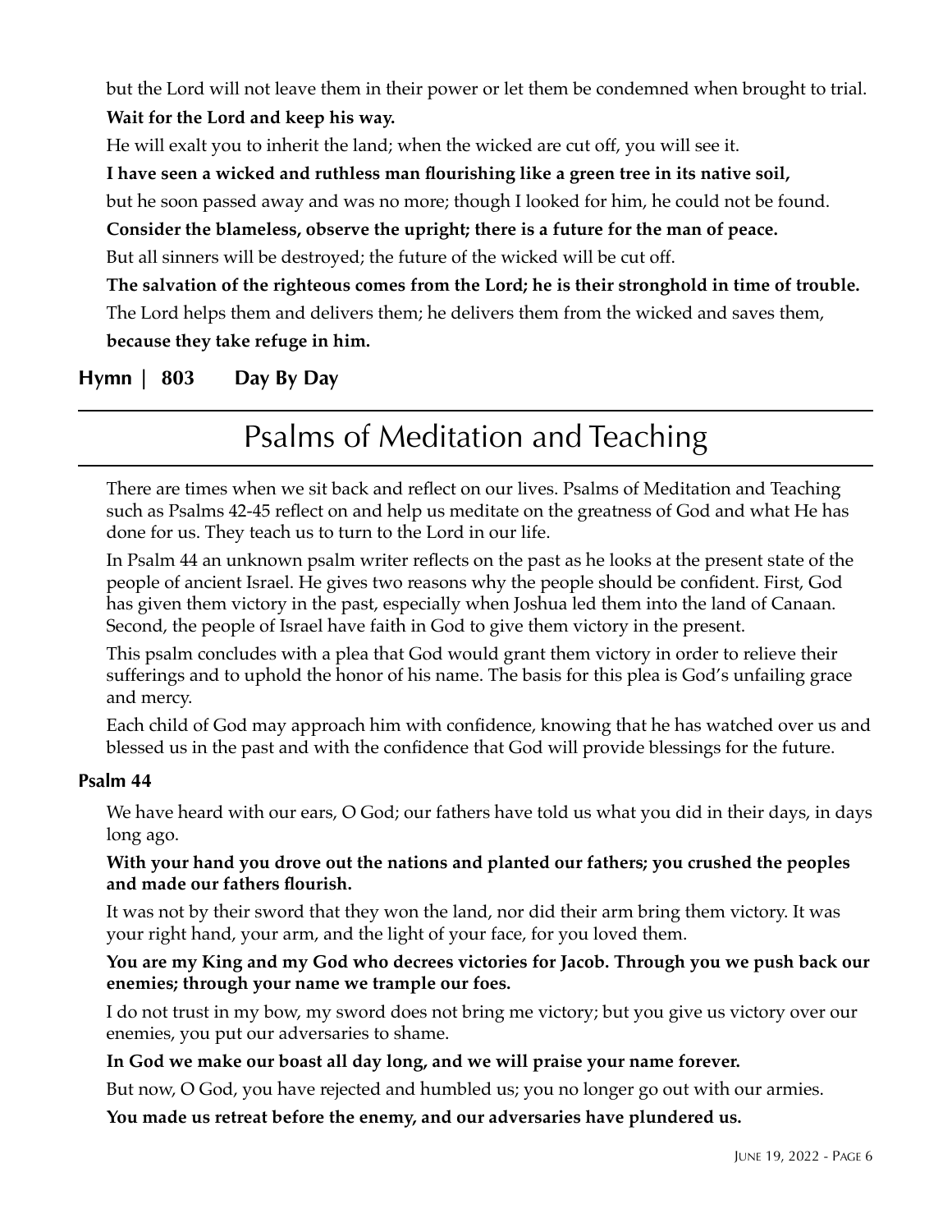but the Lord will not leave them in their power or let them be condemned when brought to trial.

**Wait for the Lord and keep his way.**

He will exalt you to inherit the land; when the wicked are cut off, you will see it.

**I have seen a wicked and ruthless man flourishing like a green tree in its native soil,**

but he soon passed away and was no more; though I looked for him, he could not be found.

**Consider the blameless, observe the upright; there is a future for the man of peace.**

But all sinners will be destroyed; the future of the wicked will be cut off.

**The salvation of the righteous comes from the Lord; he is their stronghold in time of trouble.**

The Lord helps them and delivers them; he delivers them from the wicked and saves them,

**because they take refuge in him.**

**Hymn | 803 Day By Day**

# Psalms of Meditation and Teaching

There are times when we sit back and reflect on our lives. Psalms of Meditation and Teaching such as Psalms 42-45 reflect on and help us meditate on the greatness of God and what He has done for us. They teach us to turn to the Lord in our life.

In Psalm 44 an unknown psalm writer reflects on the past as he looks at the present state of the people of ancient Israel. He gives two reasons why the people should be confident. First, God has given them victory in the past, especially when Joshua led them into the land of Canaan. Second, the people of Israel have faith in God to give them victory in the present.

This psalm concludes with a plea that God would grant them victory in order to relieve their sufferings and to uphold the honor of his name. The basis for this plea is God's unfailing grace and mercy.

Each child of God may approach him with confidence, knowing that he has watched over us and blessed us in the past and with the confidence that God will provide blessings for the future.

**Psalm 44**

We have heard with our ears, O God; our fathers have told us what you did in their days, in days long ago.

**With your hand you drove out the nations and planted our fathers; you crushed the peoples and made our fathers flourish.**

It was not by their sword that they won the land, nor did their arm bring them victory. It was your right hand, your arm, and the light of your face, for you loved them.

**You are my King and my God who decrees victories for Jacob. Through you we push back our enemies; through your name we trample our foes.**

I do not trust in my bow, my sword does not bring me victory; but you give us victory over our enemies, you put our adversaries to shame.

**In God we make our boast all day long, and we will praise your name forever.**

But now, O God, you have rejected and humbled us; you no longer go out with our armies.

**You made us retreat before the enemy, and our adversaries have plundered us.**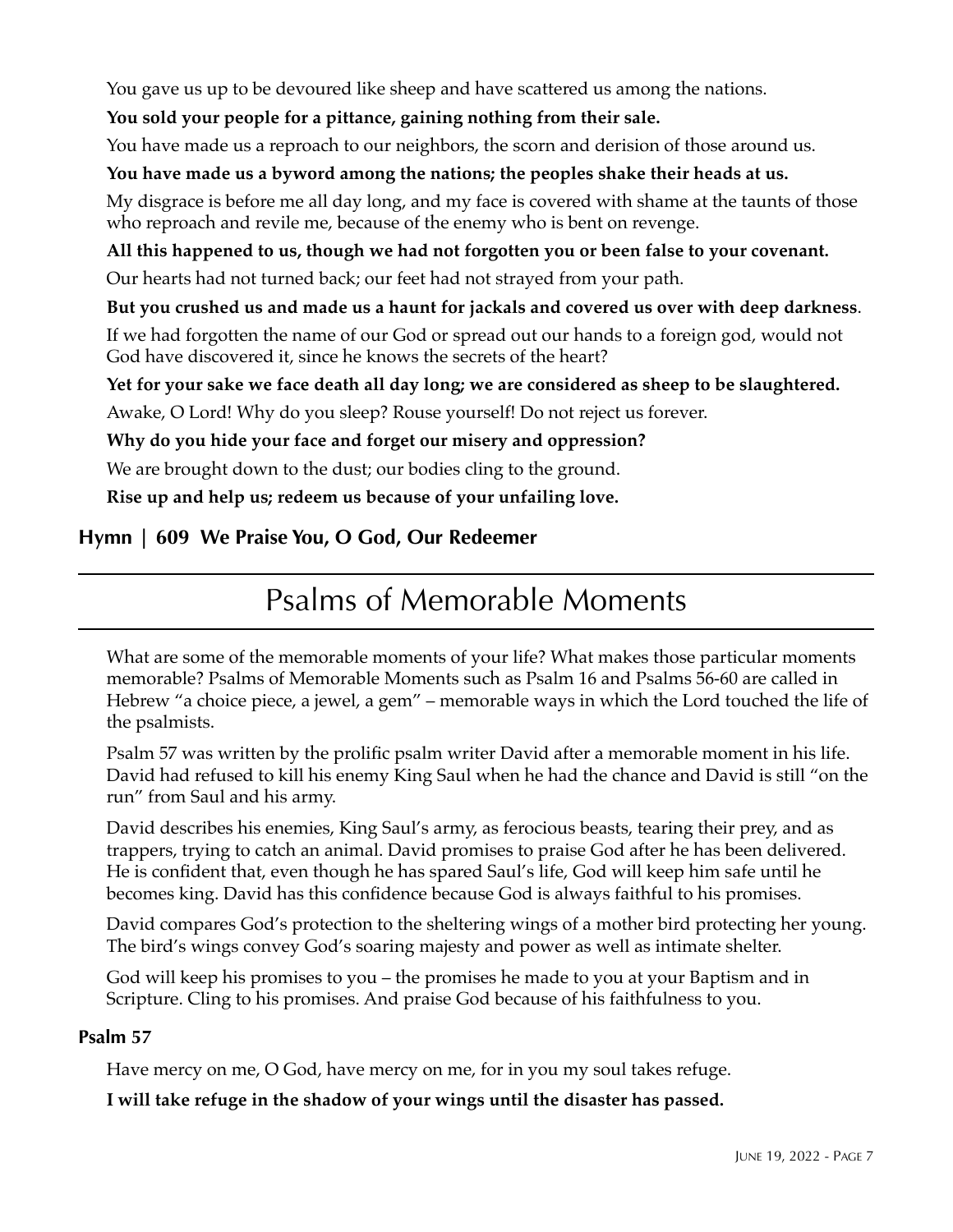You gave us up to be devoured like sheep and have scattered us among the nations.

**You sold your people for a pittance, gaining nothing from their sale.**

You have made us a reproach to our neighbors, the scorn and derision of those around us.

**You have made us a byword among the nations; the peoples shake their heads at us.**

My disgrace is before me all day long, and my face is covered with shame at the taunts of those who reproach and revile me, because of the enemy who is bent on revenge.

**All this happened to us, though we had not forgotten you or been false to your covenant.**

Our hearts had not turned back; our feet had not strayed from your path.

**But you crushed us and made us a haunt for jackals and covered us over with deep darkness**.

If we had forgotten the name of our God or spread out our hands to a foreign god, would not God have discovered it, since he knows the secrets of the heart?

**Yet for your sake we face death all day long; we are considered as sheep to be slaughtered.**

Awake, O Lord! Why do you sleep? Rouse yourself! Do not reject us forever.

**Why do you hide your face and forget our misery and oppression?**

We are brought down to the dust; our bodies cling to the ground.

**Rise up and help us; redeem us because of your unfailing love.**

### Hymn | 609 We Praise You, O God, Our Redeemer

## Psalms of Memorable Moments

What are some of the memorable moments of your life? What makes those particular moments memorable? Psalms of Memorable Moments such as Psalm 16 and Psalms 56-60 are called in Hebrew "a choice piece, a jewel, a gem" – memorable ways in which the Lord touched the life of the psalmists.

Psalm 57 was written by the prolific psalm writer David after a memorable moment in his life. David had refused to kill his enemy King Saul when he had the chance and David is still "on the run" from Saul and his army.

David describes his enemies, King Saul's army, as ferocious beasts, tearing their prey, and as trappers, trying to catch an animal. David promises to praise God after he has been delivered. He is confident that, even though he has spared Saul's life, God will keep him safe until he becomes king. David has this confidence because God is always faithful to his promises.

David compares God's protection to the sheltering wings of a mother bird protecting her young. The bird's wings convey God's soaring majesty and power as well as intimate shelter.

God will keep his promises to you – the promises he made to you at your Baptism and in Scripture. Cling to his promises. And praise God because of his faithfulness to you.

### Psalm 57

Have mercy on me, O God, have mercy on me, for in you my soul takes refuge.

**I will take refuge in the shadow of your wings until the disaster has passed.**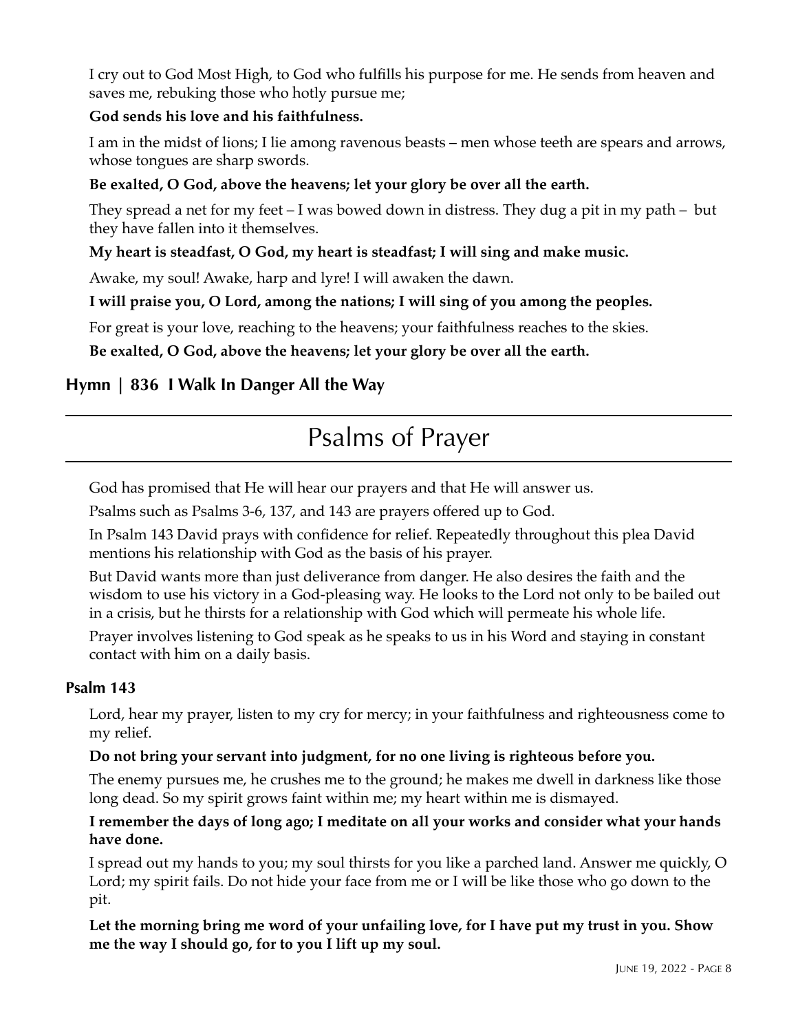I cry out to God Most High, to God who fulfills his purpose for me. He sends from heaven and saves me, rebuking those who hotly pursue me;

**God sends his love and his faithfulness.**

I am in the midst of lions; I lie among ravenous beasts – men whose teeth are spears and arrows, whose tongues are sharp swords.

**Be exalted, O God, above the heavens; let your glory be over all the earth.**

They spread a net for my feet – I was bowed down in distress. They dug a pit in my path – but they have fallen into it themselves.

**My heart is steadfast, O God, my heart is steadfast; I will sing and make music.**

Awake, my soul! Awake, harp and lyre! I will awaken the dawn.

**I will praise you, O Lord, among the nations; I will sing of you among the peoples.**

For great is your love, reaching to the heavens; your faithfulness reaches to the skies.

**Be exalted, O God, above the heavens; let your glory be over all the earth.**

### Hymn | 836 I Walk In Danger All the Way

## Psalms of Prayer

God has promised that He will hear our prayers and that He will answer us.

Psalms such as Psalms 3-6, 137, and 143 are prayers offered up to God.

In Psalm 143 David prays with confidence for relief. Repeatedly throughout this plea David mentions his relationship with God as the basis of his prayer.

But David wants more than just deliverance from danger. He also desires the faith and the wisdom to use his victory in a God-pleasing way. He looks to the Lord not only to be bailed out in a crisis, but he thirsts for a relationship with God which will permeate his whole life.

Prayer involves listening to God speak as he speaks to us in his Word and staying in constant contact with him on a daily basis.

### Psalm 143

Lord, hear my prayer, listen to my cry for mercy; in your faithfulness and righteousness come to my relief.

**Do not bring your servant into judgment, for no one living is righteous before you.**

The enemy pursues me, he crushes me to the ground; he makes me dwell in darkness like those long dead. So my spirit grows faint within me; my heart within me is dismayed.

**I remember the days of long ago; I meditate on all your works and consider what your hands have done.**

I spread out my hands to you; my soul thirsts for you like a parched land. Answer me quickly, O Lord; my spirit fails. Do not hide your face from me or I will be like those who go down to the pit.

**Let the morning bring me word of your unfailing love, for I have put my trust in you. Show me the way I should go, for to you I lift up my soul.**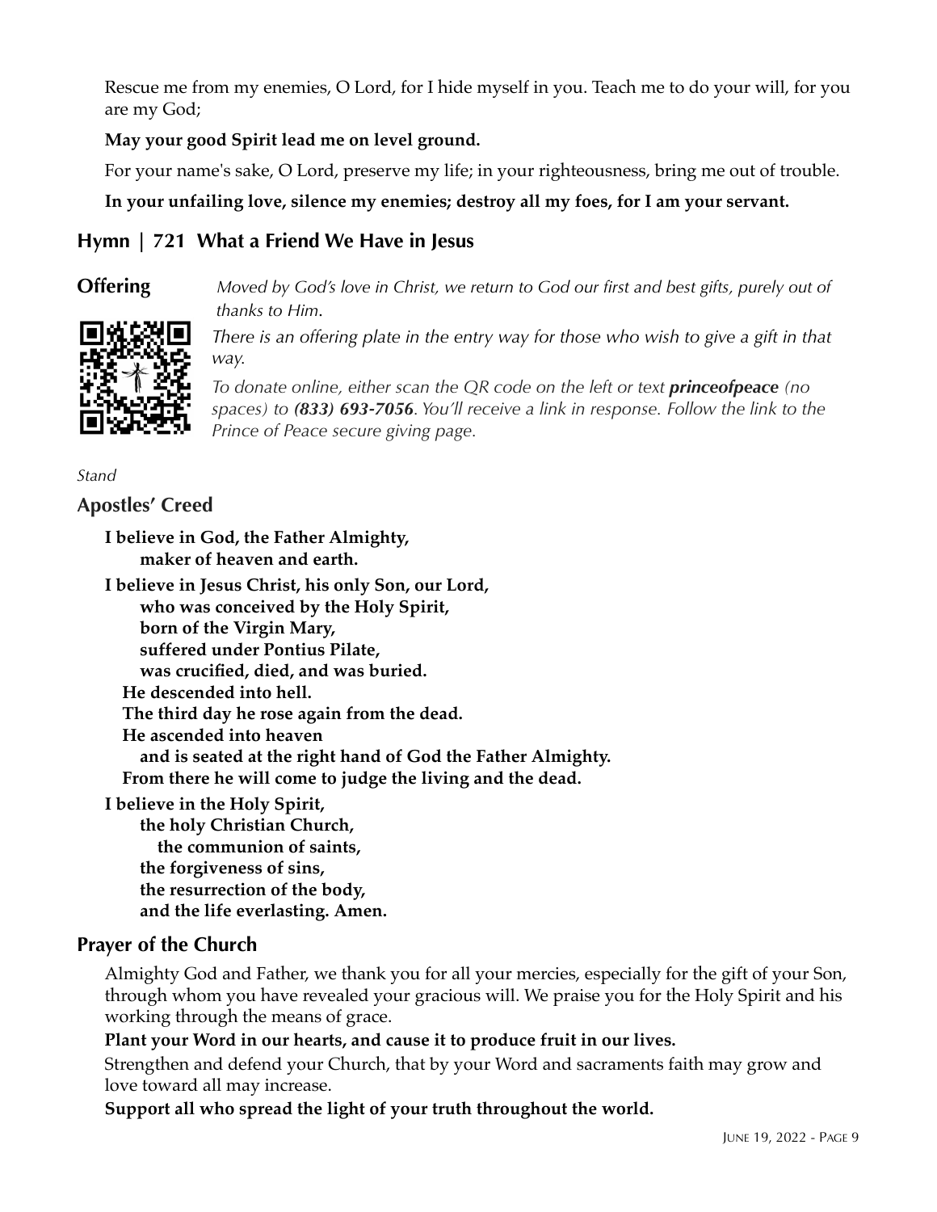Rescue me from my enemies, O Lord, for I hide myself in you. Teach me to do your will, for you are my God;

**May your good Spirit lead me on level ground.**

For your name's sake, O Lord, preserve my life; in your righteousness, bring me out of trouble.

**In your unfailing love, silence my enemies; destroy all my foes, for I am your servant.**

## Hymn | 721 What a Friend We Have in Jesus

## Offering

*Moved by God's love in Christ, we return to God our first and best gifts, purely out of thanks to Him.*

*There is an offering plate in the entry way for those who wish to give a gift in that way.*

*To donate online, either scan the QR code on the left or text **princeofpeace** (no spaces) to **(833) 693-7056**. You'll receive a link in response. Follow the link to the Prince of Peace secure giving page.*

*Stand*

## Apostles' Creed

**I believe in God, the Father Almighty,**
**maker of heaven and earth.**

**I believe in Jesus Christ, his only Son, our Lord,**
**who was conceived by the Holy Spirit,**
**born of the Virgin Mary,**
**suffered under Pontius Pilate,**
**was crucified, died, and was buried.**
**He descended into hell.**
**The third day he rose again from the dead.**
**He ascended into heaven**
**and is seated at the right hand of God the Father Almighty.**
**From there he will come to judge the living and the dead.**

**I believe in the Holy Spirit,**
**the holy Christian Church,**
**the communion of saints,**
**the forgiveness of sins,**
**the resurrection of the body,**
**and the life everlasting. Amen.**

## Prayer of the Church

Almighty God and Father, we thank you for all your mercies, especially for the gift of your Son, through whom you have revealed your gracious will. We praise you for the Holy Spirit and his working through the means of grace.

**Plant your Word in our hearts, and cause it to produce fruit in our lives.**

Strengthen and defend your Church, that by your Word and sacraments faith may grow and love toward all may increase.

**Support all who spread the light of your truth throughout the world.**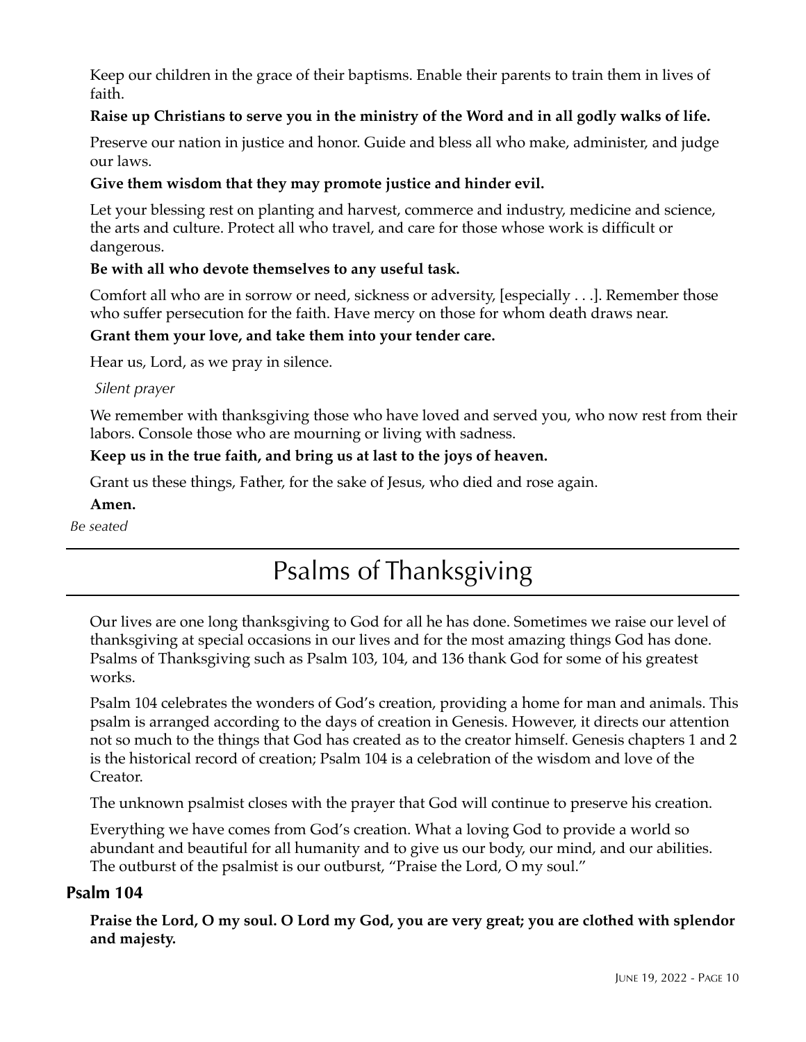Keep our children in the grace of their baptisms. Enable their parents to train them in lives of faith.

**Raise up Christians to serve you in the ministry of the Word and in all godly walks of life.**

Preserve our nation in justice and honor. Guide and bless all who make, administer, and judge our laws.

**Give them wisdom that they may promote justice and hinder evil.**

Let your blessing rest on planting and harvest, commerce and industry, medicine and science, the arts and culture. Protect all who travel, and care for those whose work is difficult or dangerous.

**Be with all who devote themselves to any useful task.**

Comfort all who are in sorrow or need, sickness or adversity, [especially . . .]. Remember those who suffer persecution for the faith. Have mercy on those for whom death draws near.

**Grant them your love, and take them into your tender care.**

Hear us, Lord, as we pray in silence.

*Silent prayer*

We remember with thanksgiving those who have loved and served you, who now rest from their labors. Console those who are mourning or living with sadness.

**Keep us in the true faith, and bring us at last to the joys of heaven.**

Grant us these things, Father, for the sake of Jesus, who died and rose again.

**Amen.**

*Be seated*

# Psalms of Thanksgiving

Our lives are one long thanksgiving to God for all he has done. Sometimes we raise our level of thanksgiving at special occasions in our lives and for the most amazing things God has done. Psalms of Thanksgiving such as Psalm 103, 104, and 136 thank God for some of his greatest works.

Psalm 104 celebrates the wonders of God's creation, providing a home for man and animals. This psalm is arranged according to the days of creation in Genesis. However, it directs our attention not so much to the things that God has created as to the creator himself. Genesis chapters 1 and 2 is the historical record of creation; Psalm 104 is a celebration of the wisdom and love of the Creator.

The unknown psalmist closes with the prayer that God will continue to preserve his creation.

Everything we have comes from God's creation. What a loving God to provide a world so abundant and beautiful for all humanity and to give us our body, our mind, and our abilities. The outburst of the psalmist is our outburst, "Praise the Lord, O my soul."

## Psalm 104

**Praise the Lord, O my soul. O Lord my God, you are very great; you are clothed with splendor and majesty.**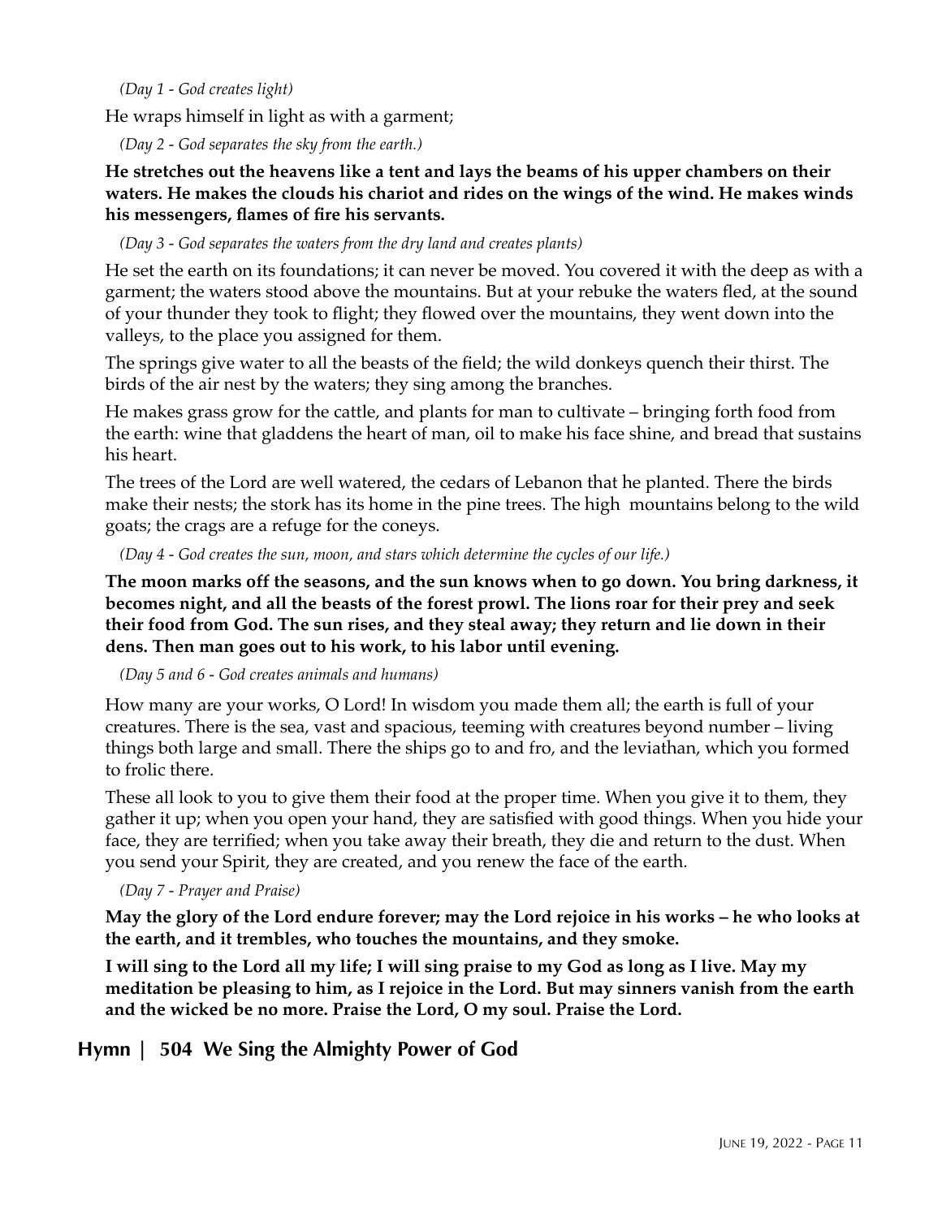*(Day 1 - God creates light)*

He wraps himself in light as with a garment;

*(Day 2 - God separates the sky from the earth.)*

**He stretches out the heavens like a tent and lays the beams of his upper chambers on their waters. He makes the clouds his chariot and rides on the wings of the wind. He makes winds his messengers, flames of fire his servants.**

*(Day 3 - God separates the waters from the dry land and creates plants)*

He set the earth on its foundations; it can never be moved. You covered it with the deep as with a garment; the waters stood above the mountains. But at your rebuke the waters fled, at the sound of your thunder they took to flight; they flowed over the mountains, they went down into the valleys, to the place you assigned for them.

The springs give water to all the beasts of the field; the wild donkeys quench their thirst. The birds of the air nest by the waters; they sing among the branches.

He makes grass grow for the cattle, and plants for man to cultivate – bringing forth food from the earth: wine that gladdens the heart of man, oil to make his face shine, and bread that sustains his heart.

The trees of the Lord are well watered, the cedars of Lebanon that he planted. There the birds make their nests; the stork has its home in the pine trees. The high mountains belong to the wild goats; the crags are a refuge for the coneys.

*(Day 4 - God creates the sun, moon, and stars which determine the cycles of our life.)*

**The moon marks off the seasons, and the sun knows when to go down. You bring darkness, it becomes night, and all the beasts of the forest prowl. The lions roar for their prey and seek their food from God. The sun rises, and they steal away; they return and lie down in their dens. Then man goes out to his work, to his labor until evening.**

*(Day 5 and 6 - God creates animals and humans)*

How many are your works, O Lord! In wisdom you made them all; the earth is full of your creatures. There is the sea, vast and spacious, teeming with creatures beyond number – living things both large and small. There the ships go to and fro, and the leviathan, which you formed to frolic there.

These all look to you to give them their food at the proper time. When you give it to them, they gather it up; when you open your hand, they are satisfied with good things. When you hide your face, they are terrified; when you take away their breath, they die and return to the dust. When you send your Spirit, they are created, and you renew the face of the earth.

*(Day 7 - Prayer and Praise)*

**May the glory of the Lord endure forever; may the Lord rejoice in his works – he who looks at the earth, and it trembles, who touches the mountains, and they smoke.**

**I will sing to the Lord all my life; I will sing praise to my God as long as I live. May my meditation be pleasing to him, as I rejoice in the Lord. But may sinners vanish from the earth and the wicked be no more. Praise the Lord, O my soul. Praise the Lord.**

## Hymn | 504 We Sing the Almighty Power of God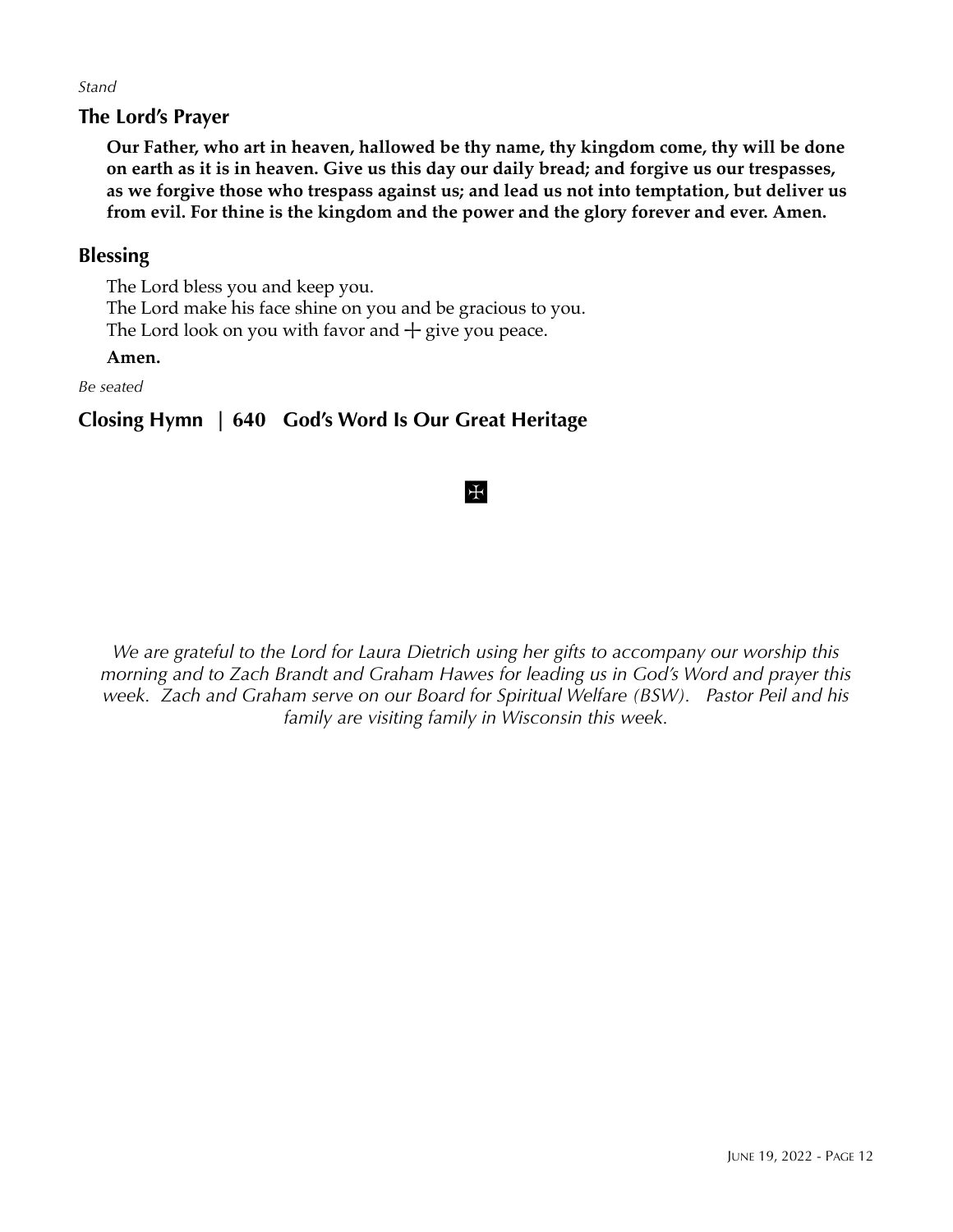*Stand*

## The Lord's Prayer

**Our Father, who art in heaven, hallowed be thy name, thy kingdom come, thy will be done on earth as it is in heaven. Give us this day our daily bread; and forgive us our trespasses, as we forgive those who trespass against us; and lead us not into temptation, but deliver us from evil. For thine is the kingdom and the power and the glory forever and ever. Amen.**

## Blessing

The Lord bless you and keep you.
The Lord make his face shine on you and be gracious to you.
The Lord look on you with favor and ✠ give you peace.

**Amen.**

*Be seated*

## Closing Hymn | 640 God's Word Is Our Great Heritage

✠

*We are grateful to the Lord for Laura Dietrich using her gifts to accompany our worship this morning and to Zach Brandt and Graham Hawes for leading us in God's Word and prayer this week. Zach and Graham serve on our Board for Spiritual Welfare (BSW). Pastor Peil and his family are visiting family in Wisconsin this week.*